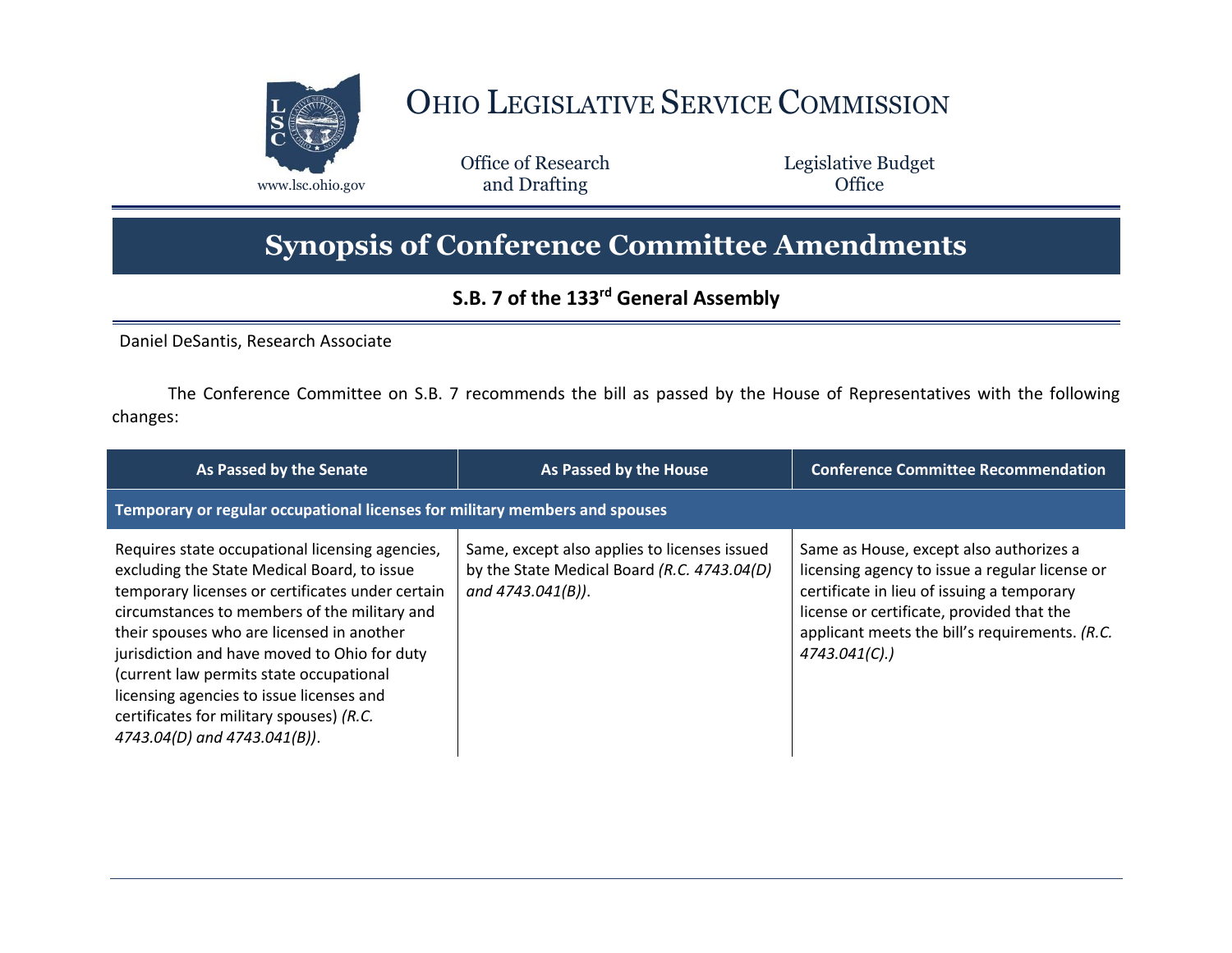# Ohio Legislative Service Commission

www.lsc.ohio.gov

Office of Research and Drafting

Legislative Budget Office

## Synopsis of Conference Committee Amendments

### S.B. 7 of the 133rd General Assembly

Daniel DeSantis, Research Associate

The Conference Committee on S.B. 7 recommends the bill as passed by the House of Representatives with the following changes:

| As Passed by the Senate | As Passed by the House | Conference Committee Recommendation |
|---|---|---|
| **Temporary or regular occupational licenses for military members and spouses** | | |
| Requires state occupational licensing agencies, excluding the State Medical Board, to issue temporary licenses or certificates under certain circumstances to members of the military and their spouses who are licensed in another jurisdiction and have moved to Ohio for duty (current law permits state occupational licensing agencies to issue licenses and certificates for military spouses) *(R.C. 4743.04(D) and 4743.041(B))*. | Same, except also applies to licenses issued by the State Medical Board *(R.C. 4743.04(D) and 4743.041(B))*. | Same as House, except also authorizes a licensing agency to issue a regular license or certificate in lieu of issuing a temporary license or certificate, provided that the applicant meets the bill's requirements. *(R.C. 4743.041(C).)* |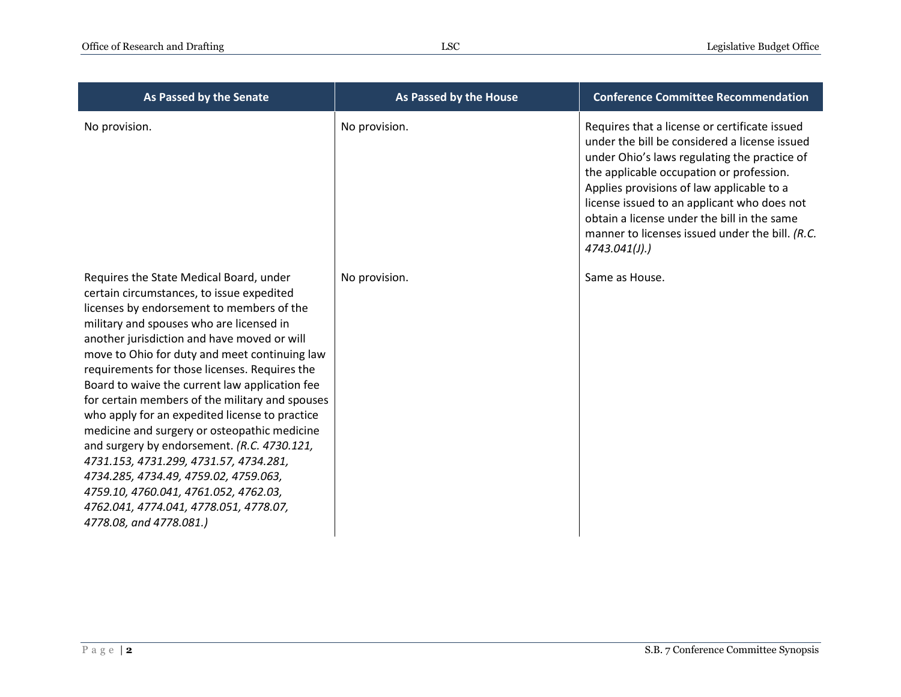| As Passed by the Senate | As Passed by the House | Conference Committee Recommendation |
| --- | --- | --- |
| No provision. | No provision. | Requires that a license or certificate issued under the bill be considered a license issued under Ohio's laws regulating the practice of the applicable occupation or profession. Applies provisions of law applicable to a license issued to an applicant who does not obtain a license under the bill in the same manner to licenses issued under the bill. *(R.C. 4743.041(J).)* |
| Requires the State Medical Board, under certain circumstances, to issue expedited licenses by endorsement to members of the military and spouses who are licensed in another jurisdiction and have moved or will move to Ohio for duty and meet continuing law requirements for those licenses. Requires the Board to waive the current law application fee for certain members of the military and spouses who apply for an expedited license to practice medicine and surgery or osteopathic medicine and surgery by endorsement. *(R.C. 4730.121, 4731.153, 4731.299, 4731.57, 4734.281, 4734.285, 4734.49, 4759.02, 4759.063, 4759.10, 4760.041, 4761.052, 4762.03, 4762.041, 4774.041, 4778.051, 4778.07, 4778.08, and 4778.081.)* | No provision. | Same as House. |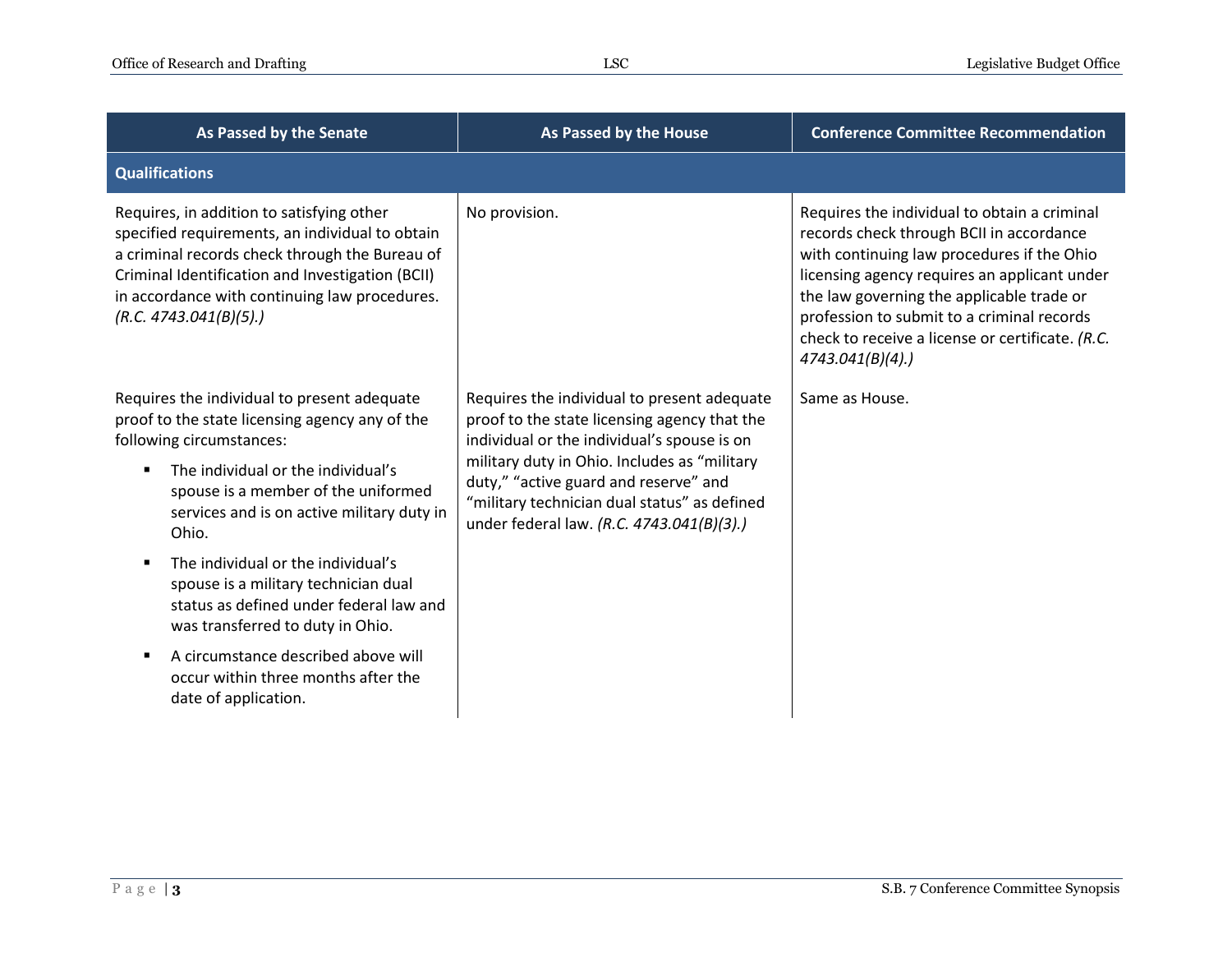| As Passed by the Senate | As Passed by the House | Conference Committee Recommendation |
|---|---|---|
| **Qualifications** | | |
| Requires, in addition to satisfying other specified requirements, an individual to obtain a criminal records check through the Bureau of Criminal Identification and Investigation (BCII) in accordance with continuing law procedures. *(R.C. 4743.041(B)(5).)* | No provision. | Requires the individual to obtain a criminal records check through BCII in accordance with continuing law procedures if the Ohio licensing agency requires an applicant under the law governing the applicable trade or profession to submit to a criminal records check to receive a license or certificate. *(R.C. 4743.041(B)(4).)* |
| Requires the individual to present adequate proof to the state licensing agency any of the following circumstances:<br>▪ The individual or the individual's spouse is a member of the uniformed services and is on active military duty in Ohio.<br>▪ The individual or the individual's spouse is a military technician dual status as defined under federal law and was transferred to duty in Ohio.<br>▪ A circumstance described above will occur within three months after the date of application. | Requires the individual to present adequate proof to the state licensing agency that the individual or the individual's spouse is on military duty in Ohio. Includes as "military duty," "active guard and reserve" and "military technician dual status" as defined under federal law. *(R.C. 4743.041(B)(3).)* | Same as House. |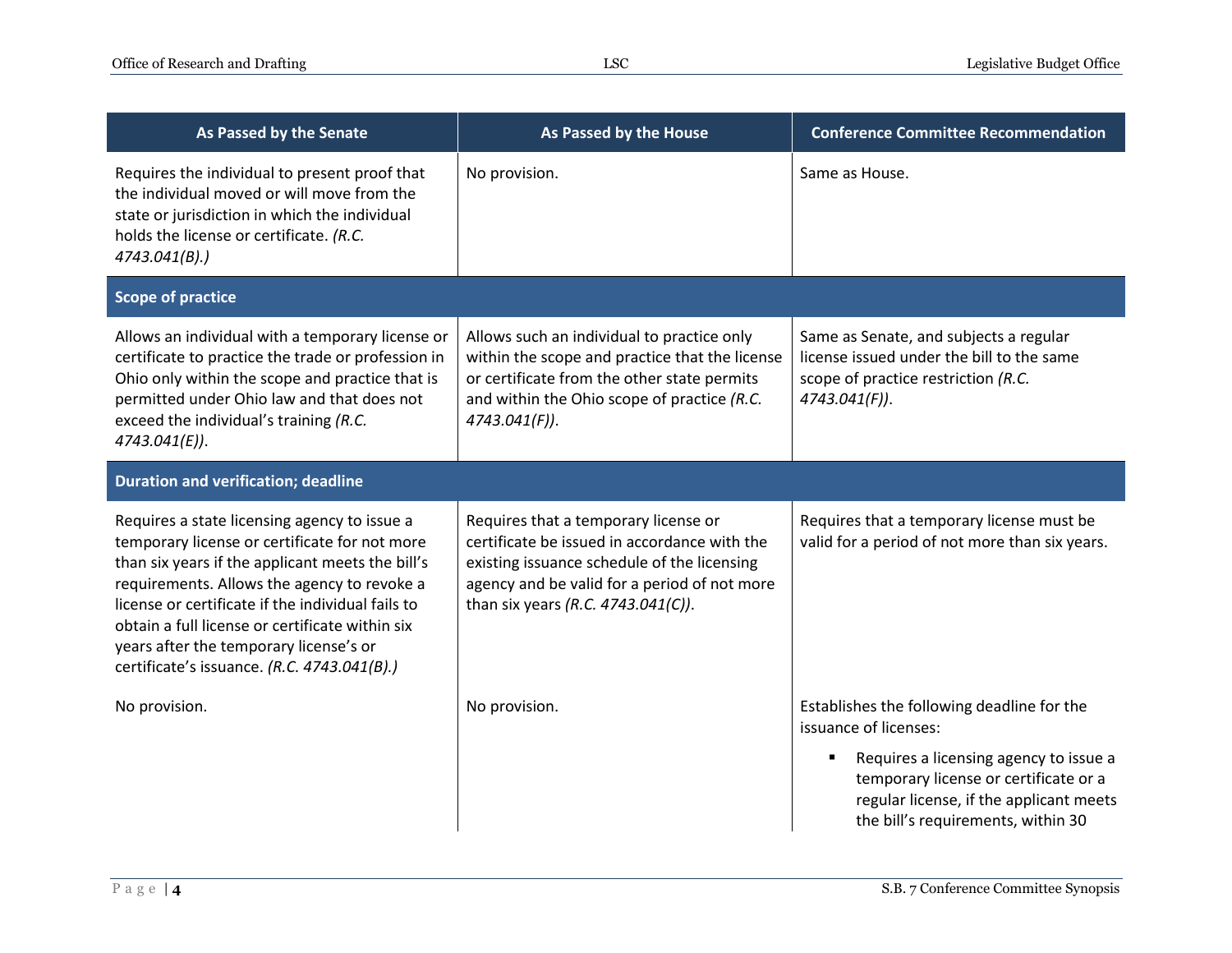| As Passed by the Senate | As Passed by the House | Conference Committee Recommendation |
|---|---|---|
| Requires the individual to present proof that the individual moved or will move from the state or jurisdiction in which the individual holds the license or certificate. *(R.C. 4743.041(B).)* | No provision. | Same as House. |
| **Scope of practice** | | |
| Allows an individual with a temporary license or certificate to practice the trade or profession in Ohio only within the scope and practice that is permitted under Ohio law and that does not exceed the individual's training *(R.C. 4743.041(E))*. | Allows such an individual to practice only within the scope and practice that the license or certificate from the other state permits and within the Ohio scope of practice *(R.C. 4743.041(F))*. | Same as Senate, and subjects a regular license issued under the bill to the same scope of practice restriction *(R.C. 4743.041(F))*. |
| **Duration and verification; deadline** | | |
| Requires a state licensing agency to issue a temporary license or certificate for not more than six years if the applicant meets the bill's requirements. Allows the agency to revoke a license or certificate if the individual fails to obtain a full license or certificate within six years after the temporary license's or certificate's issuance. *(R.C. 4743.041(B).)* | Requires that a temporary license or certificate be issued in accordance with the existing issuance schedule of the licensing agency and be valid for a period of not more than six years *(R.C. 4743.041(C))*. | Requires that a temporary license must be valid for a period of not more than six years. |
| No provision. | No provision. | Establishes the following deadline for the issuance of licenses:<br>▪ Requires a licensing agency to issue a temporary license or certificate or a regular license, if the applicant meets the bill's requirements, within 30 |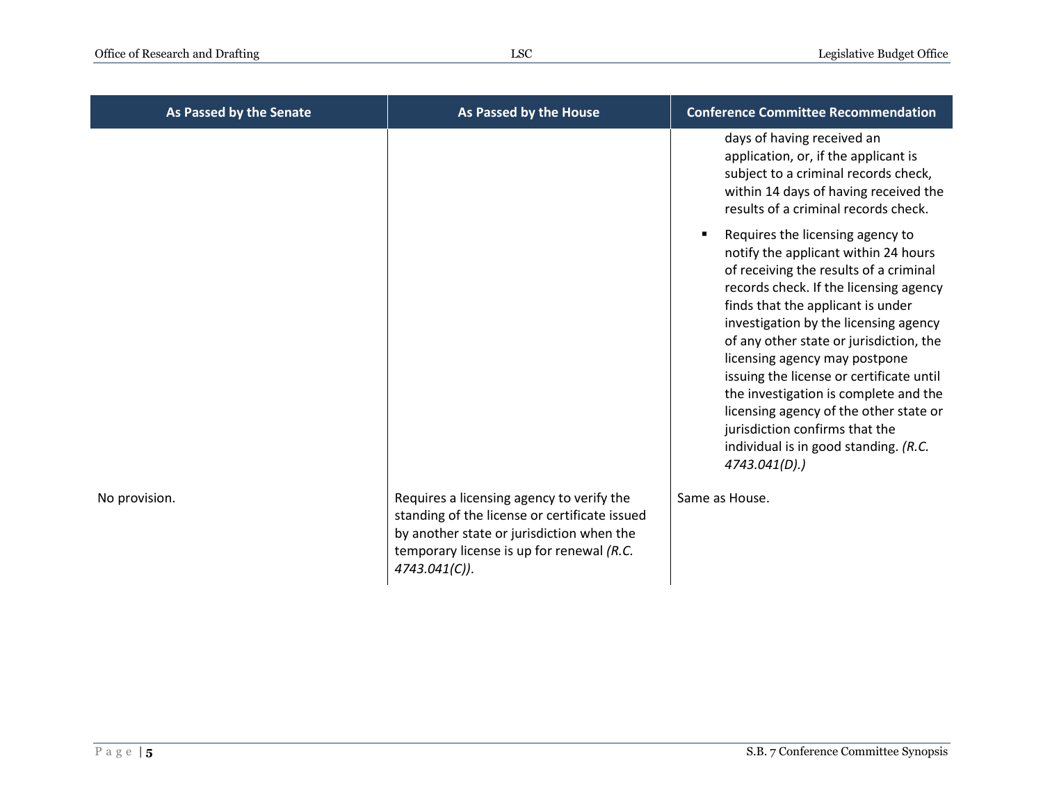| As Passed by the Senate | As Passed by the House | Conference Committee Recommendation |
|---|---|---|
| | | days of having received an application, or, if the applicant is subject to a criminal records check, within 14 days of having received the results of a criminal records check. <br> ▪ Requires the licensing agency to notify the applicant within 24 hours of receiving the results of a criminal records check. If the licensing agency finds that the applicant is under investigation by the licensing agency of any other state or jurisdiction, the licensing agency may postpone issuing the license or certificate until the investigation is complete and the licensing agency of the other state or jurisdiction confirms that the individual is in good standing. *(R.C. 4743.041(D).)* |
| No provision. | Requires a licensing agency to verify the standing of the license or certificate issued by another state or jurisdiction when the temporary license is up for renewal *(R.C. 4743.041(C))*. | Same as House. |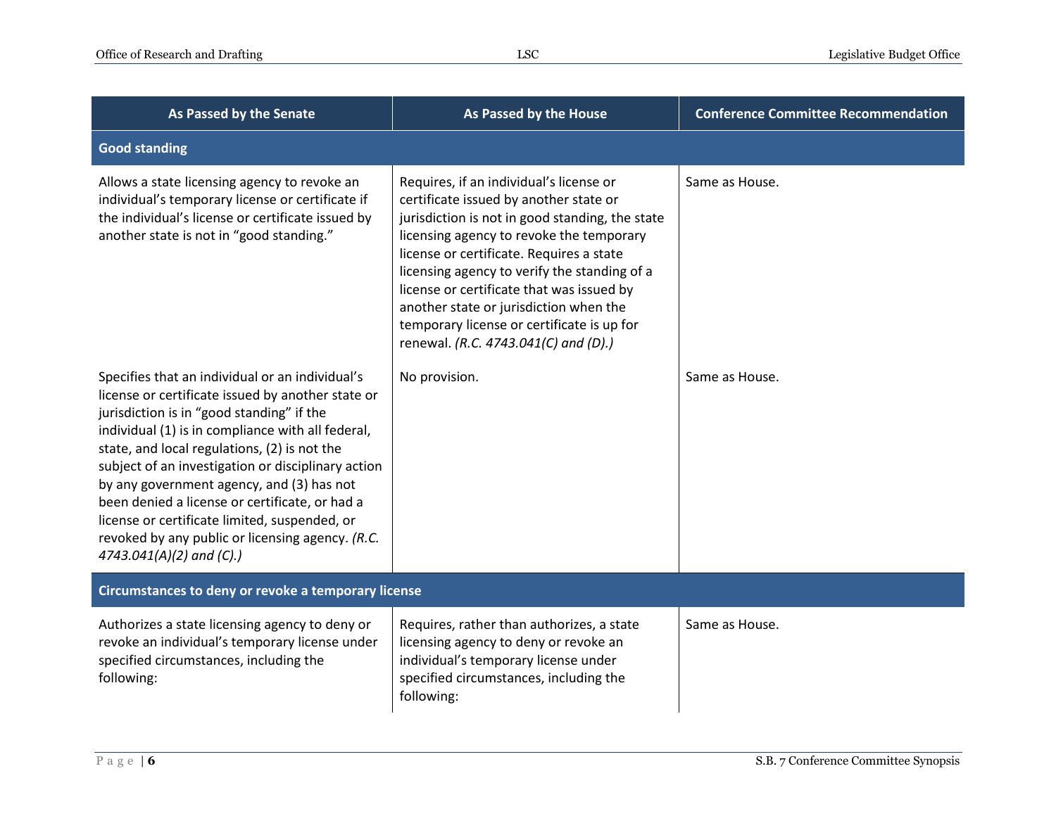| As Passed by the Senate | As Passed by the House | Conference Committee Recommendation |
|---|---|---|
| **Good standing** | | |
| Allows a state licensing agency to revoke an individual's temporary license or certificate if the individual's license or certificate issued by another state is not in "good standing." | Requires, if an individual's license or certificate issued by another state or jurisdiction is not in good standing, the state licensing agency to revoke the temporary license or certificate. Requires a state licensing agency to verify the standing of a license or certificate that was issued by another state or jurisdiction when the temporary license or certificate is up for renewal. *(R.C. 4743.041(C) and (D).)* | Same as House. |
| Specifies that an individual or an individual's license or certificate issued by another state or jurisdiction is in "good standing" if the individual (1) is in compliance with all federal, state, and local regulations, (2) is not the subject of an investigation or disciplinary action by any government agency, and (3) has not been denied a license or certificate, or had a license or certificate limited, suspended, or revoked by any public or licensing agency. *(R.C. 4743.041(A)(2) and (C).)* | No provision. | Same as House. |
| **Circumstances to deny or revoke a temporary license** | | |
| Authorizes a state licensing agency to deny or revoke an individual's temporary license under specified circumstances, including the following: | Requires, rather than authorizes, a state licensing agency to deny or revoke an individual's temporary license under specified circumstances, including the following: | Same as House. |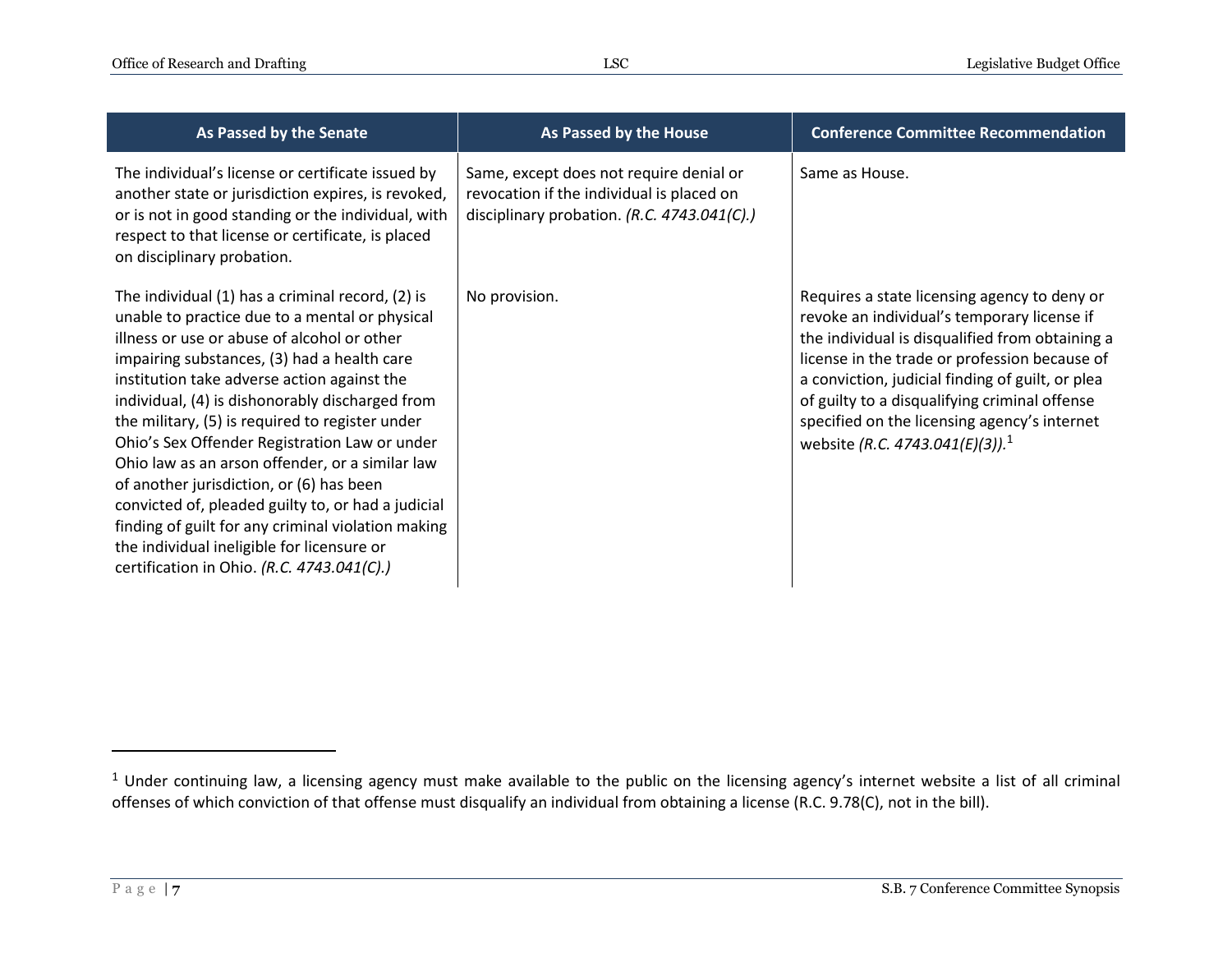| As Passed by the Senate | As Passed by the House | Conference Committee Recommendation |
|---|---|---|
| The individual's license or certificate issued by another state or jurisdiction expires, is revoked, or is not in good standing or the individual, with respect to that license or certificate, is placed on disciplinary probation. | Same, except does not require denial or revocation if the individual is placed on disciplinary probation. *(R.C. 4743.041(C).)* | Same as House. |
| The individual (1) has a criminal record, (2) is unable to practice due to a mental or physical illness or use or abuse of alcohol or other impairing substances, (3) had a health care institution take adverse action against the individual, (4) is dishonorably discharged from the military, (5) is required to register under Ohio's Sex Offender Registration Law or under Ohio law as an arson offender, or a similar law of another jurisdiction, or (6) has been convicted of, pleaded guilty to, or had a judicial finding of guilt for any criminal violation making the individual ineligible for licensure or certification in Ohio. *(R.C. 4743.041(C).)* | No provision. | Requires a state licensing agency to deny or revoke an individual's temporary license if the individual is disqualified from obtaining a license in the trade or profession because of a conviction, judicial finding of guilt, or plea of guilty to a disqualifying criminal offense specified on the licensing agency's internet website *(R.C. 4743.041(E)(3)).*[1] |

[1] Under continuing law, a licensing agency must make available to the public on the licensing agency's internet website a list of all criminal offenses of which conviction of that offense must disqualify an individual from obtaining a license (R.C. 9.78(C), not in the bill).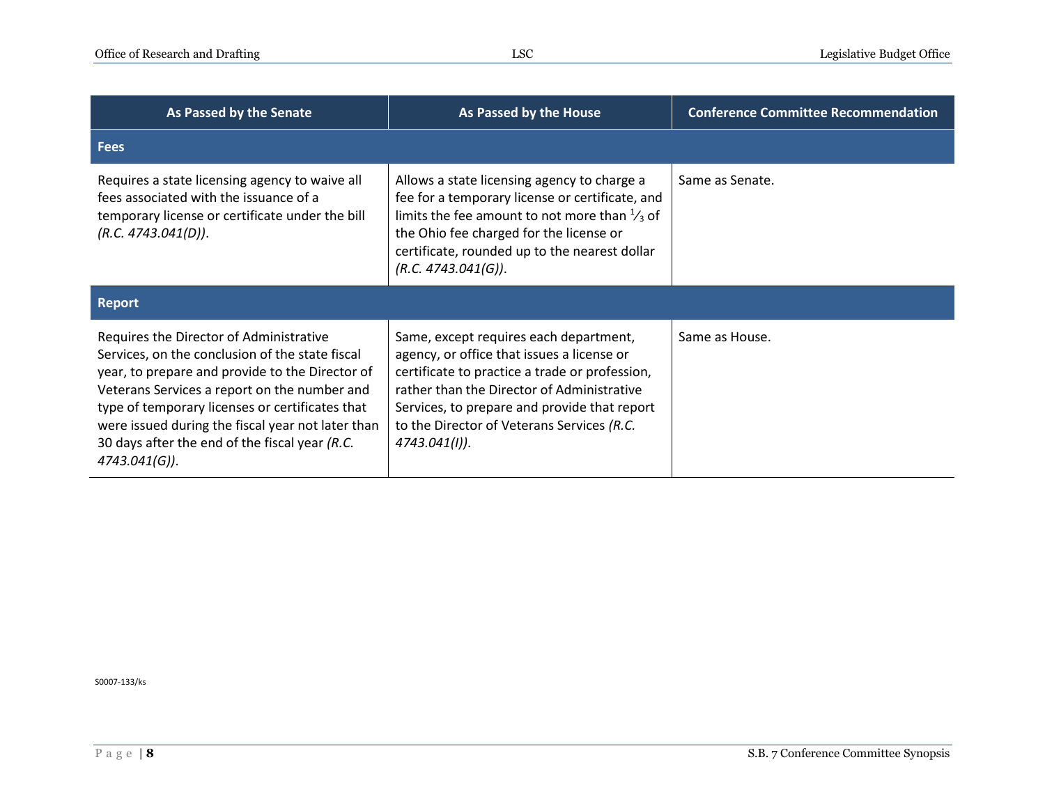| As Passed by the Senate | As Passed by the House | Conference Committee Recommendation |
|---|---|---|
| **Fees** | | |
| Requires a state licensing agency to waive all fees associated with the issuance of a temporary license or certificate under the bill *(R.C. 4743.041(D))*. | Allows a state licensing agency to charge a fee for a temporary license or certificate, and limits the fee amount to not more than $1/3$ of the Ohio fee charged for the license or certificate, rounded up to the nearest dollar *(R.C. 4743.041(G))*. | Same as Senate. |
| **Report** | | |
| Requires the Director of Administrative Services, on the conclusion of the state fiscal year, to prepare and provide to the Director of Veterans Services a report on the number and type of temporary licenses or certificates that were issued during the fiscal year not later than 30 days after the end of the fiscal year *(R.C. 4743.041(G))*. | Same, except requires each department, agency, or office that issues a license or certificate to practice a trade or profession, rather than the Director of Administrative Services, to prepare and provide that report to the Director of Veterans Services *(R.C. 4743.041(I))*. | Same as House. |

S0007-133/ks